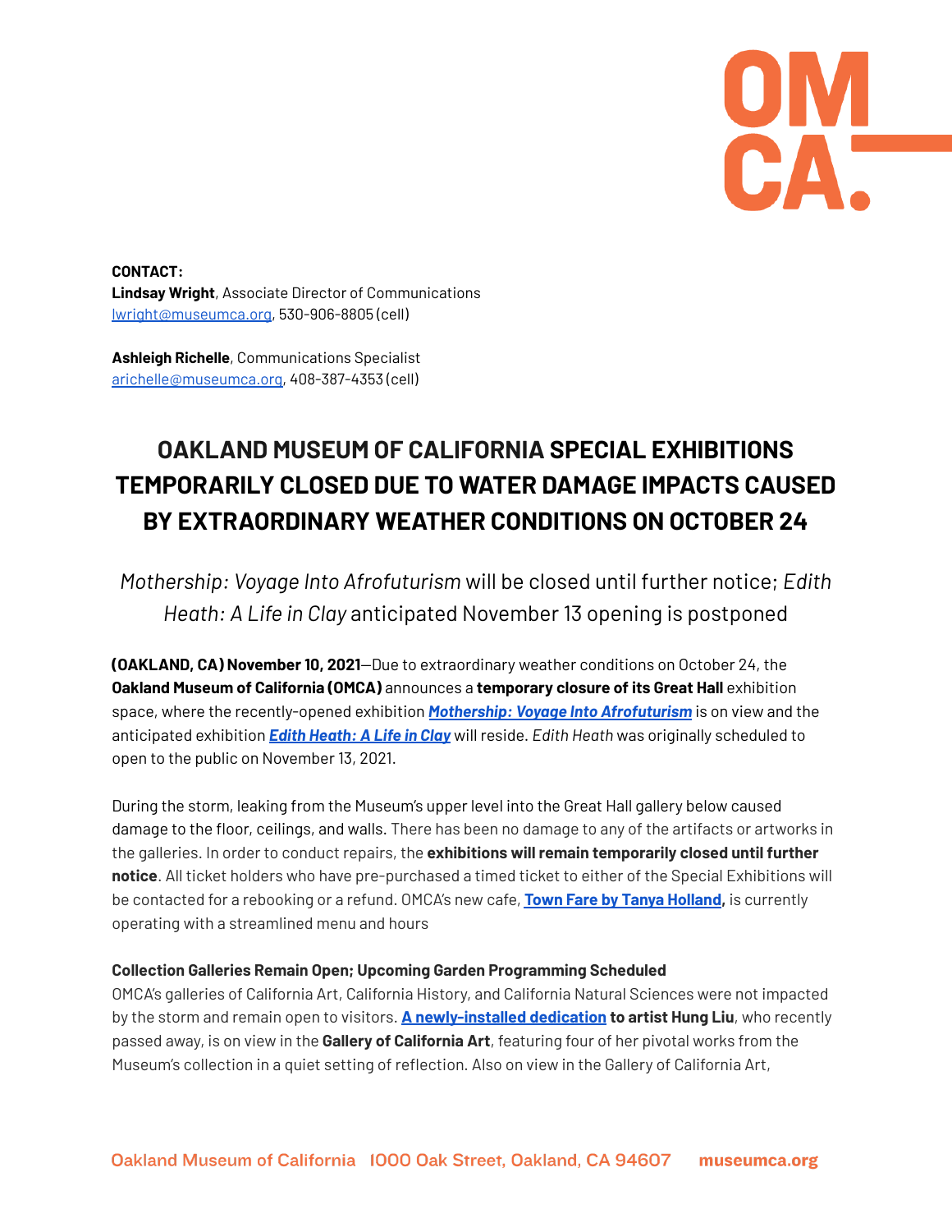**CONTACT:**
**Lindsay Wright**, Associate Director of Communications
lwright@museumca.org, 530-906-8805 (cell)

**Ashleigh Richelle**, Communications Specialist
arichelle@museumca.org, 408-387-4353 (cell)

# OAKLAND MUSEUM OF CALIFORNIA SPECIAL EXHIBITIONS TEMPORARILY CLOSED DUE TO WATER DAMAGE IMPACTS CAUSED BY EXTRAORDINARY WEATHER CONDITIONS ON OCTOBER 24

*Mothership: Voyage Into Afrofuturism* will be closed until further notice; *Edith Heath: A Life in Clay* anticipated November 13 opening is postponed

**(OAKLAND, CA) November 10, 2021**—Due to extraordinary weather conditions on October 24, the **Oakland Museum of California (OMCA)** announces a **temporary closure of its Great Hall** exhibition space, where the recently-opened exhibition ***Mothership: Voyage Into Afrofuturism*** is on view and the anticipated exhibition ***Edith Heath: A Life in Clay*** will reside. *Edith Heath* was originally scheduled to open to the public on November 13, 2021.

During the storm, leaking from the Museum's upper level into the Great Hall gallery below caused damage to the floor, ceilings, and walls. There has been no damage to any of the artifacts or artworks in the galleries. In order to conduct repairs, the **exhibitions will remain temporarily closed until further notice**. All ticket holders who have pre-purchased a timed ticket to either of the Special Exhibitions will be contacted for a rebooking or a refund. OMCA's new cafe, **Town Fare by Tanya Holland,** is currently operating with a streamlined menu and hours

**Collection Galleries Remain Open; Upcoming Garden Programming Scheduled**
OMCA's galleries of California Art, California History, and California Natural Sciences were not impacted by the storm and remain open to visitors. **A newly-installed dedication to artist Hung Liu**, who recently passed away, is on view in the **Gallery of California Art**, featuring four of her pivotal works from the Museum's collection in a quiet setting of reflection. Also on view in the Gallery of California Art,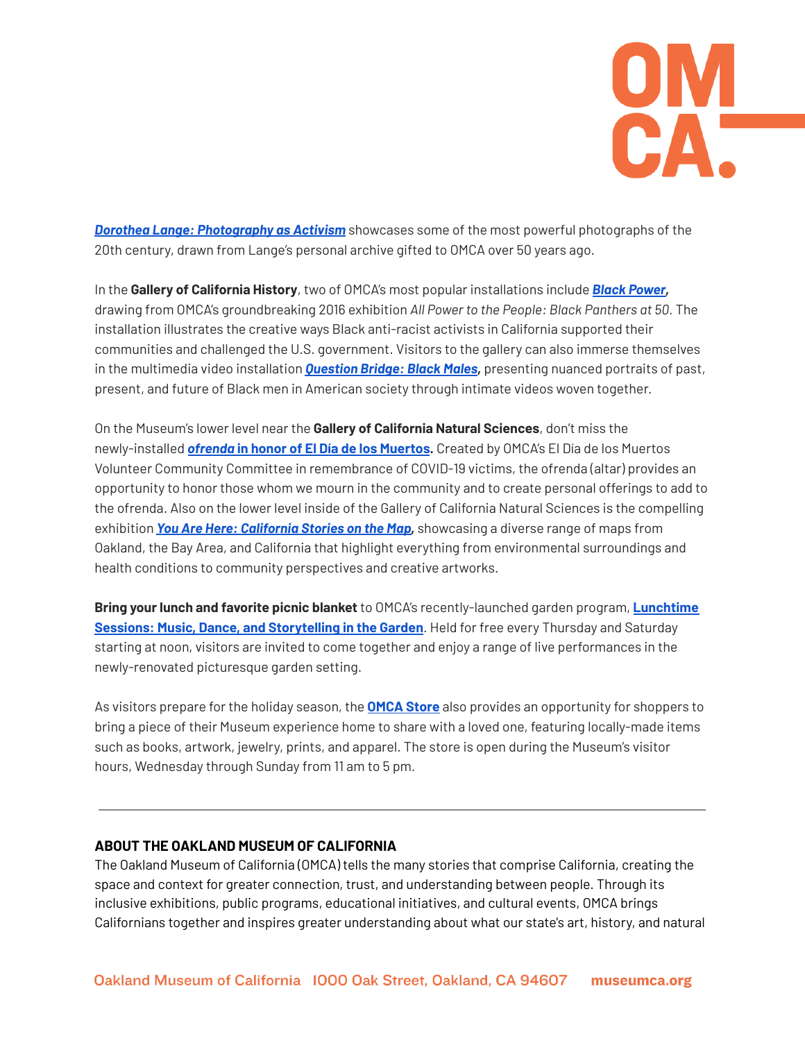***Dorothea Lange: Photography as Activism*** showcases some of the most powerful photographs of the 20th century, drawn from Lange's personal archive gifted to OMCA over 50 years ago.

In the **Gallery of California History**, two of OMCA's most popular installations include ***Black Power*,** drawing from OMCA's groundbreaking 2016 exhibition *All Power to the People: Black Panthers at 50.* The installation illustrates the creative ways Black anti-racist activists in California supported their communities and challenged the U.S. government. Visitors to the gallery can also immerse themselves in the multimedia video installation ***Question Bridge: Black Males*,** presenting nuanced portraits of past, present, and future of Black men in American society through intimate videos woven together.

On the Museum's lower level near the **Gallery of California Natural Sciences**, don't miss the newly-installed ***ofrenda* in honor of El Día de los Muertos.** Created by OMCA's El Día de los Muertos Volunteer Community Committee in remembrance of COVID-19 victims, the ofrenda (altar) provides an opportunity to honor those whom we mourn in the community and to create personal offerings to add to the ofrenda. Also on the lower level inside of the Gallery of California Natural Sciences is the compelling exhibition ***You Are Here: California Stories on the Map*,** showcasing a diverse range of maps from Oakland, the Bay Area, and California that highlight everything from environmental surroundings and health conditions to community perspectives and creative artworks.

**Bring your lunch and favorite picnic blanket** to OMCA's recently-launched garden program, **Lunchtime Sessions: Music, Dance, and Storytelling in the Garden**. Held for free every Thursday and Saturday starting at noon, visitors are invited to come together and enjoy a range of live performances in the newly-renovated picturesque garden setting.

As visitors prepare for the holiday season, the **OMCA Store** also provides an opportunity for shoppers to bring a piece of their Museum experience home to share with a loved one, featuring locally-made items such as books, artwork, jewelry, prints, and apparel. The store is open during the Museum's visitor hours, Wednesday through Sunday from 11 am to 5 pm.

---

**ABOUT THE OAKLAND MUSEUM OF CALIFORNIA**

The Oakland Museum of California (OMCA) tells the many stories that comprise California, creating the space and context for greater connection, trust, and understanding between people. Through its inclusive exhibitions, public programs, educational initiatives, and cultural events, OMCA brings Californians together and inspires greater understanding about what our state's art, history, and natural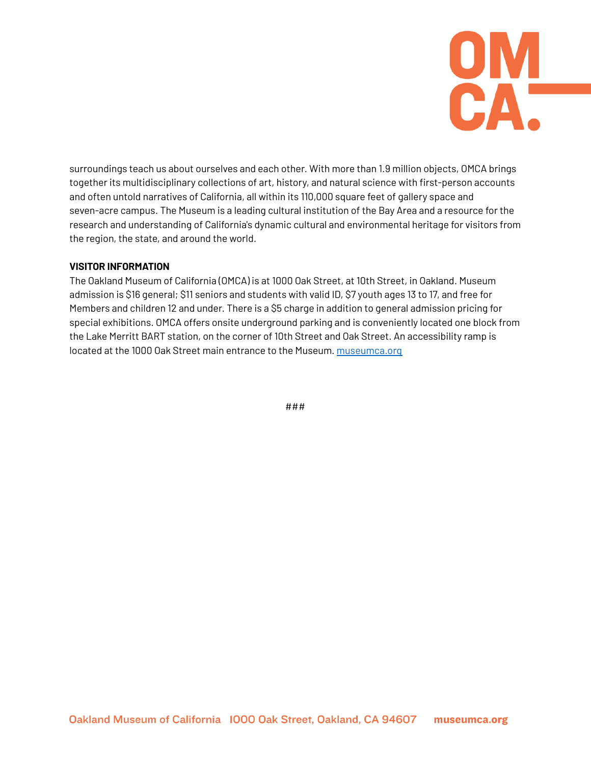surroundings teach us about ourselves and each other. With more than 1.9 million objects, OMCA brings together its multidisciplinary collections of art, history, and natural science with first-person accounts and often untold narratives of California, all within its 110,000 square feet of gallery space and seven-acre campus. The Museum is a leading cultural institution of the Bay Area and a resource for the research and understanding of California's dynamic cultural and environmental heritage for visitors from the region, the state, and around the world.

**VISITOR INFORMATION**

The Oakland Museum of California (OMCA) is at 1000 Oak Street, at 10th Street, in Oakland. Museum admission is $16 general; $11 seniors and students with valid ID, $7 youth ages 13 to 17, and free for Members and children 12 and under. There is a $5 charge in addition to general admission pricing for special exhibitions. OMCA offers onsite underground parking and is conveniently located one block from the Lake Merritt BART station, on the corner of 10th Street and Oak Street. An accessibility ramp is located at the 1000 Oak Street main entrance to the Museum. [museumca.org](https://museumca.org)

###